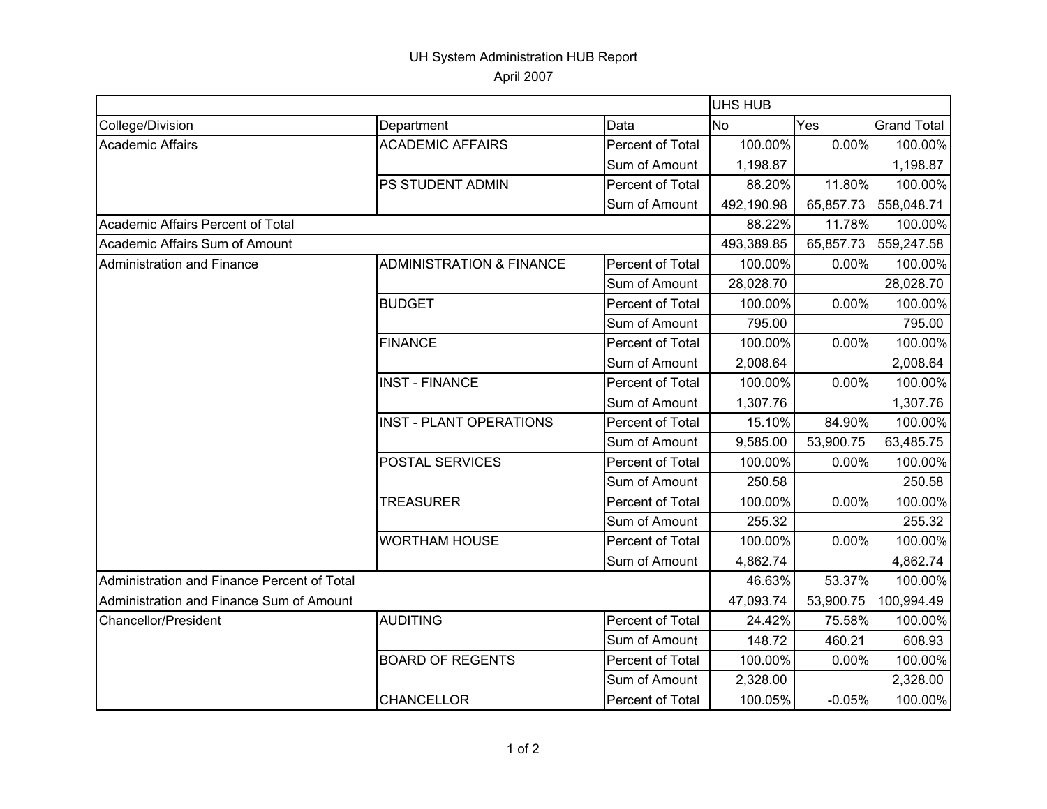# UH System Administration HUB Report

April 2007

| | | | UHS HUB | | |
|---|---|---|---|---|---|
| College/Division | Department | Data | No | Yes | Grand Total |
| Academic Affairs | ACADEMIC AFFAIRS | Percent of Total | 100.00% | 0.00% | 100.00% |
| | | Sum of Amount | 1,198.87 | | 1,198.87 |
| | PS STUDENT ADMIN | Percent of Total | 88.20% | 11.80% | 100.00% |
| | | Sum of Amount | 492,190.98 | 65,857.73 | 558,048.71 |
| Academic Affairs Percent of Total | | | 88.22% | 11.78% | 100.00% |
| Academic Affairs Sum of Amount | | | 493,389.85 | 65,857.73 | 559,247.58 |
| Administration and Finance | ADMINISTRATION & FINANCE | Percent of Total | 100.00% | 0.00% | 100.00% |
| | | Sum of Amount | 28,028.70 | | 28,028.70 |
| | BUDGET | Percent of Total | 100.00% | 0.00% | 100.00% |
| | | Sum of Amount | 795.00 | | 795.00 |
| | FINANCE | Percent of Total | 100.00% | 0.00% | 100.00% |
| | | Sum of Amount | 2,008.64 | | 2,008.64 |
| | INST - FINANCE | Percent of Total | 100.00% | 0.00% | 100.00% |
| | | Sum of Amount | 1,307.76 | | 1,307.76 |
| | INST - PLANT OPERATIONS | Percent of Total | 15.10% | 84.90% | 100.00% |
| | | Sum of Amount | 9,585.00 | 53,900.75 | 63,485.75 |
| | POSTAL SERVICES | Percent of Total | 100.00% | 0.00% | 100.00% |
| | | Sum of Amount | 250.58 | | 250.58 |
| | TREASURER | Percent of Total | 100.00% | 0.00% | 100.00% |
| | | Sum of Amount | 255.32 | | 255.32 |
| | WORTHAM HOUSE | Percent of Total | 100.00% | 0.00% | 100.00% |
| | | Sum of Amount | 4,862.74 | | 4,862.74 |
| Administration and Finance Percent of Total | | | 46.63% | 53.37% | 100.00% |
| Administration and Finance Sum of Amount | | | 47,093.74 | 53,900.75 | 100,994.49 |
| Chancellor/President | AUDITING | Percent of Total | 24.42% | 75.58% | 100.00% |
| | | Sum of Amount | 148.72 | 460.21 | 608.93 |
| | BOARD OF REGENTS | Percent of Total | 100.00% | 0.00% | 100.00% |
| | | Sum of Amount | 2,328.00 | | 2,328.00 |
| | CHANCELLOR | Percent of Total | 100.05% | -0.05% | 100.00% |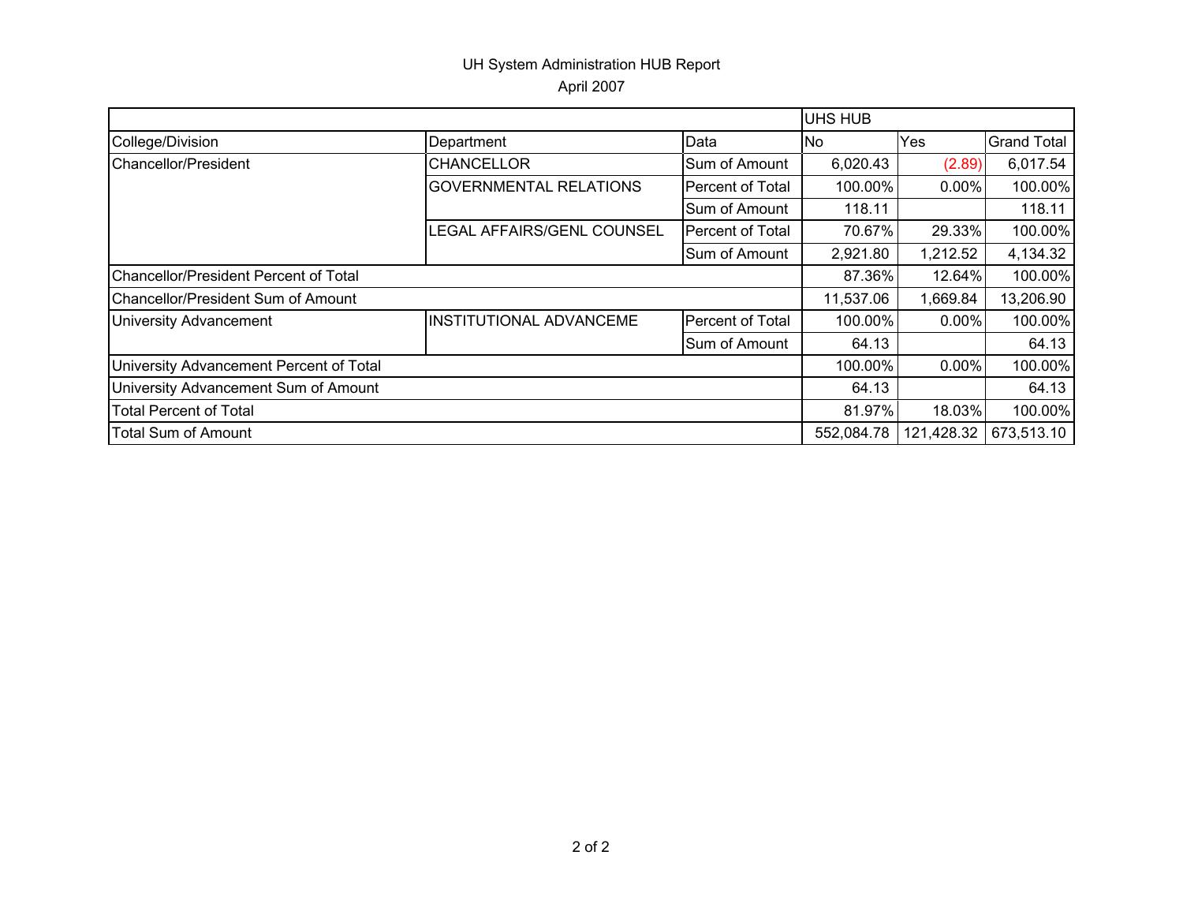UH System Administration HUB Report

April 2007

| | | | UHS HUB | | |
|---|---|---|---|---|---|
| College/Division | Department | Data | No | Yes | Grand Total |
| Chancellor/President | CHANCELLOR | Sum of Amount | 6,020.43 | (2.89) | 6,017.54 |
| | GOVERNMENTAL RELATIONS | Percent of Total | 100.00% | 0.00% | 100.00% |
| | | Sum of Amount | 118.11 | | 118.11 |
| | LEGAL AFFAIRS/GENL COUNSEL | Percent of Total | 70.67% | 29.33% | 100.00% |
| | | Sum of Amount | 2,921.80 | 1,212.52 | 4,134.32 |
| Chancellor/President Percent of Total | | | 87.36% | 12.64% | 100.00% |
| Chancellor/President Sum of Amount | | | 11,537.06 | 1,669.84 | 13,206.90 |
| University Advancement | INSTITUTIONAL ADVANCEME | Percent of Total | 100.00% | 0.00% | 100.00% |
| | | Sum of Amount | 64.13 | | 64.13 |
| University Advancement Percent of Total | | | 100.00% | 0.00% | 100.00% |
| University Advancement Sum of Amount | | | 64.13 | | 64.13 |
| Total Percent of Total | | | 81.97% | 18.03% | 100.00% |
| Total Sum of Amount | | | 552,084.78 | 121,428.32 | 673,513.10 |